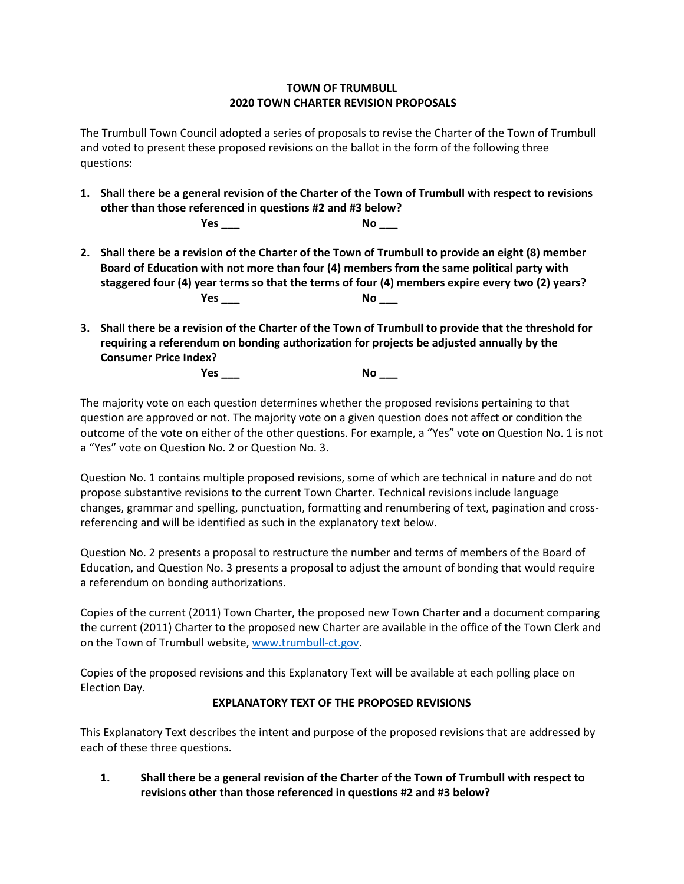**TOWN OF TRUMBULL**
**2020 TOWN CHARTER REVISION PROPOSALS**

The Trumbull Town Council adopted a series of proposals to revise the Charter of the Town of Trumbull and voted to present these proposed revisions on the ballot in the form of the following three questions:

1. **Shall there be a general revision of the Charter of the Town of Trumbull with respect to revisions other than those referenced in questions #2 and #3 below?**

   **Yes ___** **No ___**

2. **Shall there be a revision of the Charter of the Town of Trumbull to provide an eight (8) member Board of Education with not more than four (4) members from the same political party with staggered four (4) year terms so that the terms of four (4) members expire every two (2) years?**

   **Yes ___** **No ___**

3. **Shall there be a revision of the Charter of the Town of Trumbull to provide that the threshold for requiring a referendum on bonding authorization for projects be adjusted annually by the Consumer Price Index?**

   **Yes ___** **No ___**

The majority vote on each question determines whether the proposed revisions pertaining to that question are approved or not. The majority vote on a given question does not affect or condition the outcome of the vote on either of the other questions. For example, a "Yes" vote on Question No. 1 is not a "Yes" vote on Question No. 2 or Question No. 3.

Question No. 1 contains multiple proposed revisions, some of which are technical in nature and do not propose substantive revisions to the current Town Charter. Technical revisions include language changes, grammar and spelling, punctuation, formatting and renumbering of text, pagination and cross-referencing and will be identified as such in the explanatory text below.

Question No. 2 presents a proposal to restructure the number and terms of members of the Board of Education, and Question No. 3 presents a proposal to adjust the amount of bonding that would require a referendum on bonding authorizations.

Copies of the current (2011) Town Charter, the proposed new Town Charter and a document comparing the current (2011) Charter to the proposed new Charter are available in the office of the Town Clerk and on the Town of Trumbull website, [www.trumbull-ct.gov](http://www.trumbull-ct.gov).

Copies of the proposed revisions and this Explanatory Text will be available at each polling place on Election Day.

**EXPLANATORY TEXT OF THE PROPOSED REVISIONS**

This Explanatory Text describes the intent and purpose of the proposed revisions that are addressed by each of these three questions.

1. **Shall there be a general revision of the Charter of the Town of Trumbull with respect to revisions other than those referenced in questions #2 and #3 below?**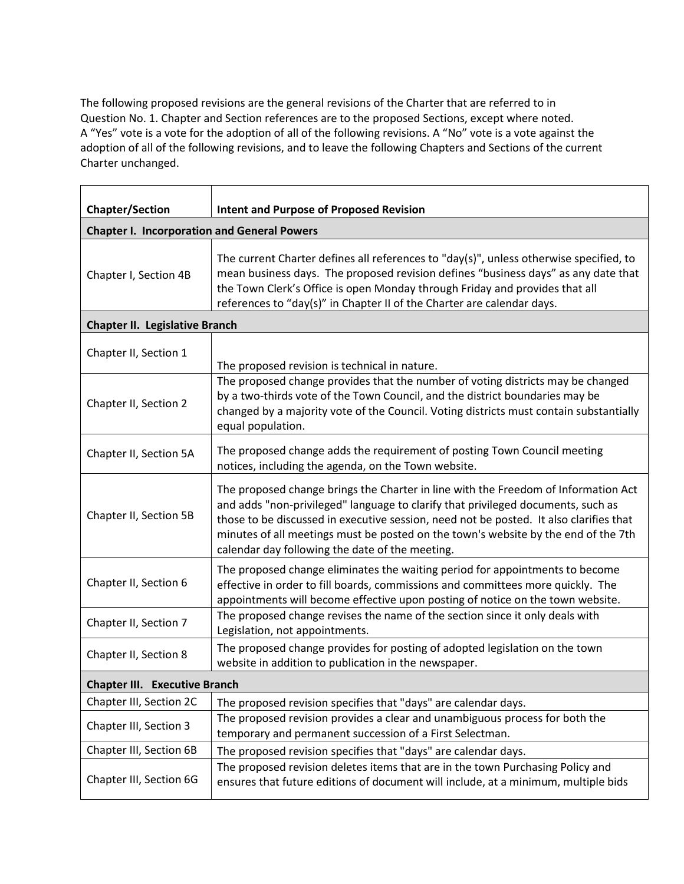The following proposed revisions are the general revisions of the Charter that are referred to in Question No. 1. Chapter and Section references are to the proposed Sections, except where noted. A "Yes" vote is a vote for the adoption of all of the following revisions. A "No" vote is a vote against the adoption of all of the following revisions, and to leave the following Chapters and Sections of the current Charter unchanged.

| Chapter/Section | Intent and Purpose of Proposed Revision |
|---|---|
| **Chapter I. Incorporation and General Powers** | |
| Chapter I, Section 4B | The current Charter defines all references to "day(s)", unless otherwise specified, to mean business days. The proposed revision defines "business days" as any date that the Town Clerk's Office is open Monday through Friday and provides that all references to "day(s)" in Chapter II of the Charter are calendar days. |
| **Chapter II. Legislative Branch** | |
| Chapter II, Section 1 | The proposed revision is technical in nature. |
| Chapter II, Section 2 | The proposed change provides that the number of voting districts may be changed by a two-thirds vote of the Town Council, and the district boundaries may be changed by a majority vote of the Council. Voting districts must contain substantially equal population. |
| Chapter II, Section 5A | The proposed change adds the requirement of posting Town Council meeting notices, including the agenda, on the Town website. |
| Chapter II, Section 5B | The proposed change brings the Charter in line with the Freedom of Information Act and adds "non-privileged" language to clarify that privileged documents, such as those to be discussed in executive session, need not be posted. It also clarifies that minutes of all meetings must be posted on the town's website by the end of the 7th calendar day following the date of the meeting. |
| Chapter II, Section 6 | The proposed change eliminates the waiting period for appointments to become effective in order to fill boards, commissions and committees more quickly. The appointments will become effective upon posting of notice on the town website. |
| Chapter II, Section 7 | The proposed change revises the name of the section since it only deals with Legislation, not appointments. |
| Chapter II, Section 8 | The proposed change provides for posting of adopted legislation on the town website in addition to publication in the newspaper. |
| **Chapter III. Executive Branch** | |
| Chapter III, Section 2C | The proposed revision specifies that "days" are calendar days. |
| Chapter III, Section 3 | The proposed revision provides a clear and unambiguous process for both the temporary and permanent succession of a First Selectman. |
| Chapter III, Section 6B | The proposed revision specifies that "days" are calendar days. |
| Chapter III, Section 6G | The proposed revision deletes items that are in the town Purchasing Policy and ensures that future editions of document will include, at a minimum, multiple bids |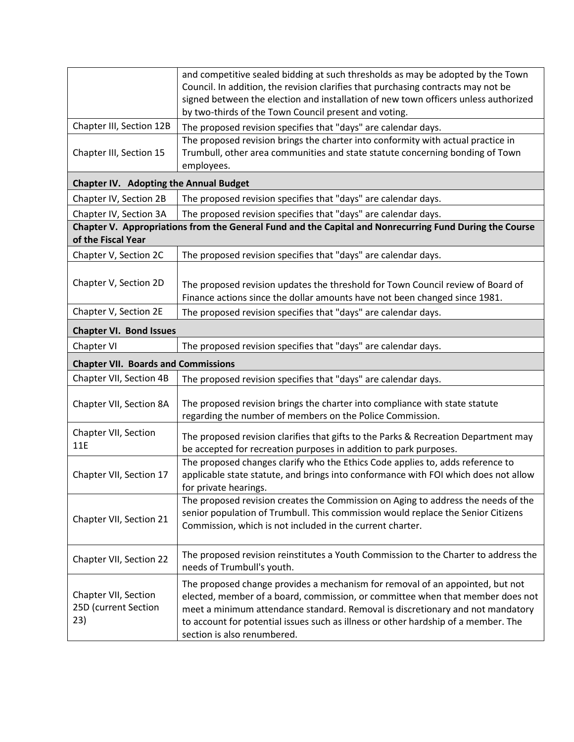| | |
|---|---|
| | and competitive sealed bidding at such thresholds as may be adopted by the Town Council. In addition, the revision clarifies that purchasing contracts may not be signed between the election and installation of new town officers unless authorized by two-thirds of the Town Council present and voting. |
| Chapter III, Section 12B | The proposed revision specifies that "days" are calendar days. |
| Chapter III, Section 15 | The proposed revision brings the charter into conformity with actual practice in Trumbull, other area communities and state statute concerning bonding of Town employees. |
| **Chapter IV. Adopting the Annual Budget** | |
| Chapter IV, Section 2B | The proposed revision specifies that "days" are calendar days. |
| Chapter IV, Section 3A | The proposed revision specifies that "days" are calendar days. |
| **Chapter V. Appropriations from the General Fund and the Capital and Nonrecurring Fund During the Course of the Fiscal Year** | |
| Chapter V, Section 2C | The proposed revision specifies that "days" are calendar days. |
| Chapter V, Section 2D | The proposed revision updates the threshold for Town Council review of Board of Finance actions since the dollar amounts have not been changed since 1981. |
| Chapter V, Section 2E | The proposed revision specifies that "days" are calendar days. |
| **Chapter VI. Bond Issues** | |
| Chapter VI | The proposed revision specifies that "days" are calendar days. |
| **Chapter VII. Boards and Commissions** | |
| Chapter VII, Section 4B | The proposed revision specifies that "days" are calendar days. |
| Chapter VII, Section 8A | The proposed revision brings the charter into compliance with state statute regarding the number of members on the Police Commission. |
| Chapter VII, Section 11E | The proposed revision clarifies that gifts to the Parks & Recreation Department may be accepted for recreation purposes in addition to park purposes. |
| Chapter VII, Section 17 | The proposed changes clarify who the Ethics Code applies to, adds reference to applicable state statute, and brings into conformance with FOI which does not allow for private hearings. |
| Chapter VII, Section 21 | The proposed revision creates the Commission on Aging to address the needs of the senior population of Trumbull. This commission would replace the Senior Citizens Commission, which is not included in the current charter. |
| Chapter VII, Section 22 | The proposed revision reinstitutes a Youth Commission to the Charter to address the needs of Trumbull's youth. |
| Chapter VII, Section 25D (current Section 23) | The proposed change provides a mechanism for removal of an appointed, but not elected, member of a board, commission, or committee when that member does not meet a minimum attendance standard. Removal is discretionary and not mandatory to account for potential issues such as illness or other hardship of a member. The section is also renumbered. |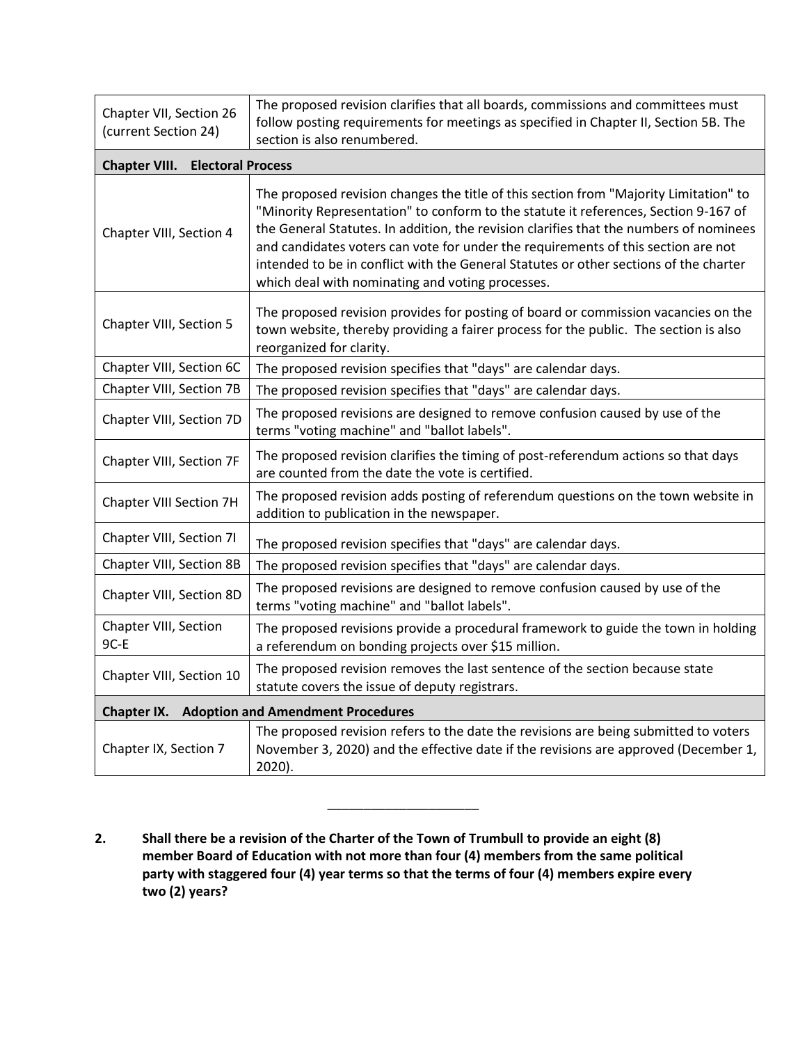| Chapter VII, Section 26 (current Section 24) | The proposed revision clarifies that all boards, commissions and committees must follow posting requirements for meetings as specified in Chapter II, Section 5B. The section is also renumbered. |
|---|---|
| **Chapter VIII. Electoral Process** | |
| Chapter VIII, Section 4 | The proposed revision changes the title of this section from "Majority Limitation" to "Minority Representation" to conform to the statute it references, Section 9-167 of the General Statutes. In addition, the revision clarifies that the numbers of nominees and candidates voters can vote for under the requirements of this section are not intended to be in conflict with the General Statutes or other sections of the charter which deal with nominating and voting processes. |
| Chapter VIII, Section 5 | The proposed revision provides for posting of board or commission vacancies on the town website, thereby providing a fairer process for the public. The section is also reorganized for clarity. |
| Chapter VIII, Section 6C | The proposed revision specifies that "days" are calendar days. |
| Chapter VIII, Section 7B | The proposed revision specifies that "days" are calendar days. |
| Chapter VIII, Section 7D | The proposed revisions are designed to remove confusion caused by use of the terms "voting machine" and "ballot labels". |
| Chapter VIII, Section 7F | The proposed revision clarifies the timing of post-referendum actions so that days are counted from the date the vote is certified. |
| Chapter VIII Section 7H | The proposed revision adds posting of referendum questions on the town website in addition to publication in the newspaper. |
| Chapter VIII, Section 7I | The proposed revision specifies that "days" are calendar days. |
| Chapter VIII, Section 8B | The proposed revision specifies that "days" are calendar days. |
| Chapter VIII, Section 8D | The proposed revisions are designed to remove confusion caused by use of the terms "voting machine" and "ballot labels". |
| Chapter VIII, Section 9C-E | The proposed revisions provide a procedural framework to guide the town in holding a referendum on bonding projects over $15 million. |
| Chapter VIII, Section 10 | The proposed revision removes the last sentence of the section because state statute covers the issue of deputy registrars. |
| **Chapter IX. Adoption and Amendment Procedures** | |
| Chapter IX, Section 7 | The proposed revision refers to the date the revisions are being submitted to voters November 3, 2020) and the effective date if the revisions are approved (December 1, 2020). |

---

**2. Shall there be a revision of the Charter of the Town of Trumbull to provide an eight (8) member Board of Education with not more than four (4) members from the same political party with staggered four (4) year terms so that the terms of four (4) members expire every two (2) years?**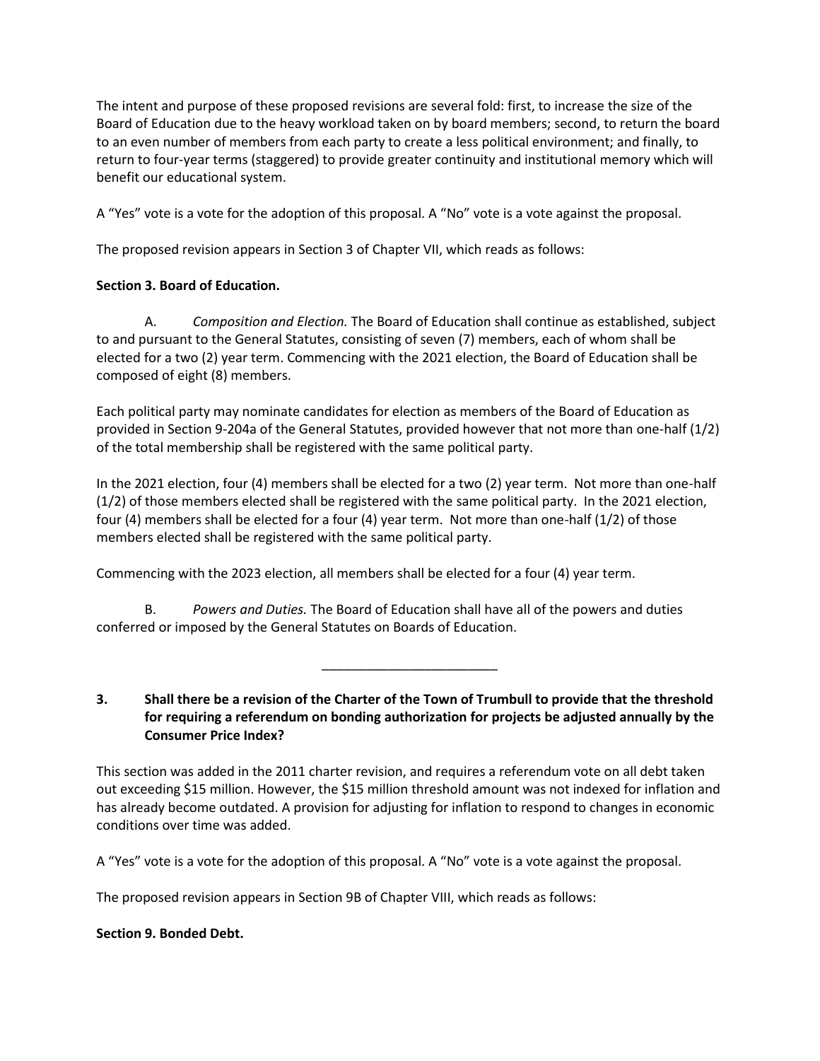The intent and purpose of these proposed revisions are several fold: first, to increase the size of the Board of Education due to the heavy workload taken on by board members; second, to return the board to an even number of members from each party to create a less political environment; and finally, to return to four-year terms (staggered) to provide greater continuity and institutional memory which will benefit our educational system.

A "Yes" vote is a vote for the adoption of this proposal. A "No" vote is a vote against the proposal.

The proposed revision appears in Section 3 of Chapter VII, which reads as follows:

**Section 3. Board of Education.**

A. *Composition and Election.* The Board of Education shall continue as established, subject to and pursuant to the General Statutes, consisting of seven (7) members, each of whom shall be elected for a two (2) year term. Commencing with the 2021 election, the Board of Education shall be composed of eight (8) members.

Each political party may nominate candidates for election as members of the Board of Education as provided in Section 9-204a of the General Statutes, provided however that not more than one-half (1/2) of the total membership shall be registered with the same political party.

In the 2021 election, four (4) members shall be elected for a two (2) year term. Not more than one-half (1/2) of those members elected shall be registered with the same political party. In the 2021 election, four (4) members shall be elected for a four (4) year term. Not more than one-half (1/2) of those members elected shall be registered with the same political party.

Commencing with the 2023 election, all members shall be elected for a four (4) year term.

B. *Powers and Duties.* The Board of Education shall have all of the powers and duties conferred or imposed by the General Statutes on Boards of Education.

---

**3. Shall there be a revision of the Charter of the Town of Trumbull to provide that the threshold for requiring a referendum on bonding authorization for projects be adjusted annually by the Consumer Price Index?**

This section was added in the 2011 charter revision, and requires a referendum vote on all debt taken out exceeding $15 million. However, the $15 million threshold amount was not indexed for inflation and has already become outdated. A provision for adjusting for inflation to respond to changes in economic conditions over time was added.

A "Yes" vote is a vote for the adoption of this proposal. A "No" vote is a vote against the proposal.

The proposed revision appears in Section 9B of Chapter VIII, which reads as follows:

**Section 9. Bonded Debt.**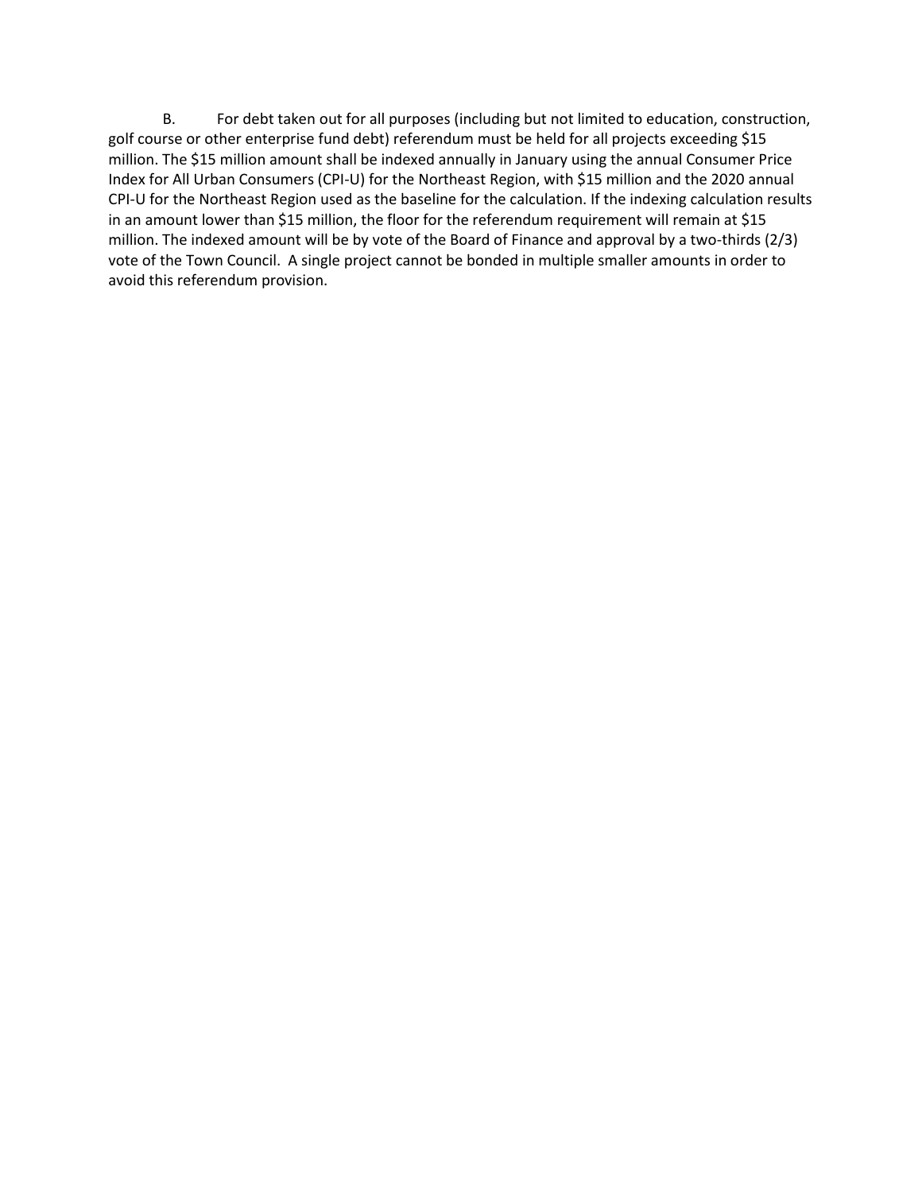B. For debt taken out for all purposes (including but not limited to education, construction, golf course or other enterprise fund debt) referendum must be held for all projects exceeding $15 million. The $15 million amount shall be indexed annually in January using the annual Consumer Price Index for All Urban Consumers (CPI-U) for the Northeast Region, with $15 million and the 2020 annual CPI-U for the Northeast Region used as the baseline for the calculation. If the indexing calculation results in an amount lower than $15 million, the floor for the referendum requirement will remain at $15 million. The indexed amount will be by vote of the Board of Finance and approval by a two-thirds (2/3) vote of the Town Council. A single project cannot be bonded in multiple smaller amounts in order to avoid this referendum provision.